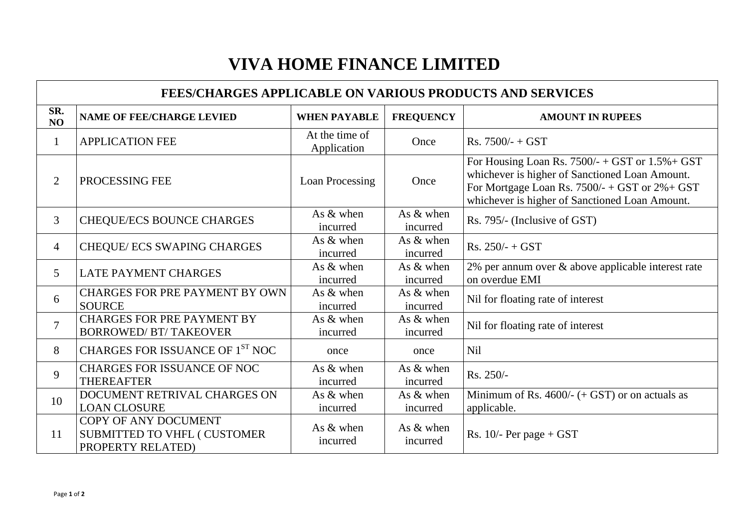# VIVA HOME FINANCE LIMITED

| FEES/CHARGES APPLICABLE ON VARIOUS PRODUCTS AND SERVICES | | | | |
|---|---|---|---|---|
| **SR. NO** | **NAME OF FEE/CHARGE LEVIED** | **WHEN PAYABLE** | **FREQUENCY** | **AMOUNT IN RUPEES** |
| 1 | APPLICATION FEE | At the time of Application | Once | Rs. 7500/- + GST |
| 2 | PROCESSING FEE | Loan Processing | Once | For Housing Loan Rs. 7500/- + GST or 1.5%+ GST whichever is higher of Sanctioned Loan Amount. For Mortgage Loan Rs. 7500/- + GST or 2%+ GST whichever is higher of Sanctioned Loan Amount. |
| 3 | CHEQUE/ECS BOUNCE CHARGES | As & when incurred | As & when incurred | Rs. 795/- (Inclusive of GST) |
| 4 | CHEQUE/ ECS SWAPING CHARGES | As & when incurred | As & when incurred | Rs. 250/- + GST |
| 5 | LATE PAYMENT CHARGES | As & when incurred | As & when incurred | 2% per annum over & above applicable interest rate on overdue EMI |
| 6 | CHARGES FOR PRE PAYMENT BY OWN SOURCE | As & when incurred | As & when incurred | Nil for floating rate of interest |
| 7 | CHARGES FOR PRE PAYMENT BY BORROWED/ BT/ TAKEOVER | As & when incurred | As & when incurred | Nil for floating rate of interest |
| 8 | CHARGES FOR ISSUANCE OF 1ST NOC | once | once | Nil |
| 9 | CHARGES FOR ISSUANCE OF NOC THEREAFTER | As & when incurred | As & when incurred | Rs. 250/- |
| 10 | DOCUMENT RETRIVAL CHARGES ON LOAN CLOSURE | As & when incurred | As & when incurred | Minimum of Rs. 4600/- (+ GST) or on actuals as applicable. |
| 11 | COPY OF ANY DOCUMENT SUBMITTED TO VHFL ( CUSTOMER PROPERTY RELATED) | As & when incurred | As & when incurred | Rs. 10/- Per page + GST |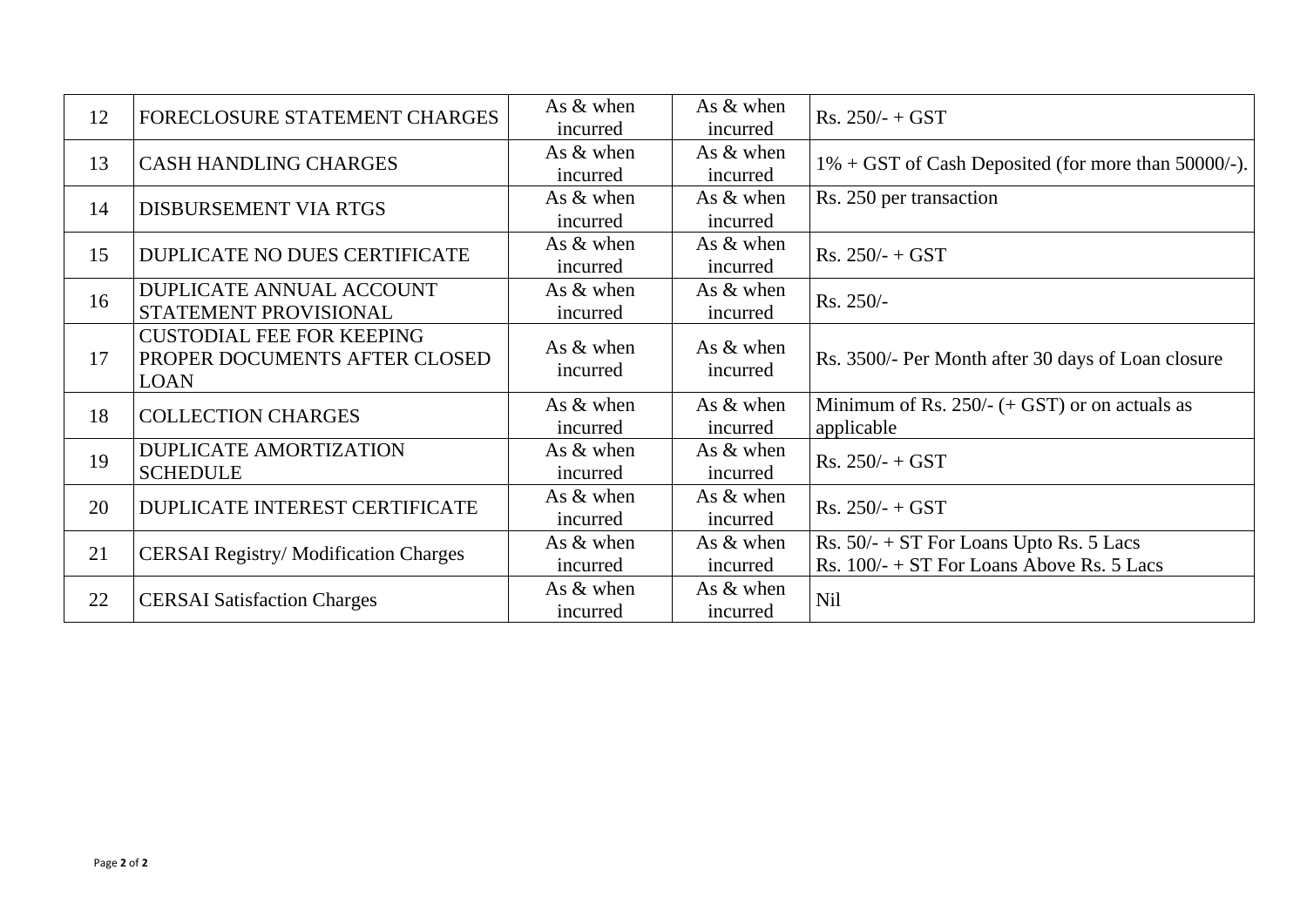| | | | | |
|---|---|---|---|---|
| 12 | FORECLOSURE STATEMENT CHARGES | As & when incurred | As & when incurred | Rs. 250/- + GST |
| 13 | CASH HANDLING CHARGES | As & when incurred | As & when incurred | 1% + GST of Cash Deposited (for more than 50000/-). |
| 14 | DISBURSEMENT VIA RTGS | As & when incurred | As & when incurred | Rs. 250 per transaction |
| 15 | DUPLICATE NO DUES CERTIFICATE | As & when incurred | As & when incurred | Rs. 250/- + GST |
| 16 | DUPLICATE ANNUAL ACCOUNT STATEMENT PROVISIONAL | As & when incurred | As & when incurred | Rs. 250/- |
| 17 | CUSTODIAL FEE FOR KEEPING PROPER DOCUMENTS AFTER CLOSED LOAN | As & when incurred | As & when incurred | Rs. 3500/- Per Month after 30 days of Loan closure |
| 18 | COLLECTION CHARGES | As & when incurred | As & when incurred | Minimum of Rs. 250/- (+ GST) or on actuals as applicable |
| 19 | DUPLICATE AMORTIZATION SCHEDULE | As & when incurred | As & when incurred | Rs. 250/- + GST |
| 20 | DUPLICATE INTEREST CERTIFICATE | As & when incurred | As & when incurred | Rs. 250/- + GST |
| 21 | CERSAI Registry/ Modification Charges | As & when incurred | As & when incurred | Rs. 50/- + ST For Loans Upto Rs. 5 Lacs<br>Rs. 100/- + ST For Loans Above Rs. 5 Lacs |
| 22 | CERSAI Satisfaction Charges | As & when incurred | As & when incurred | Nil |